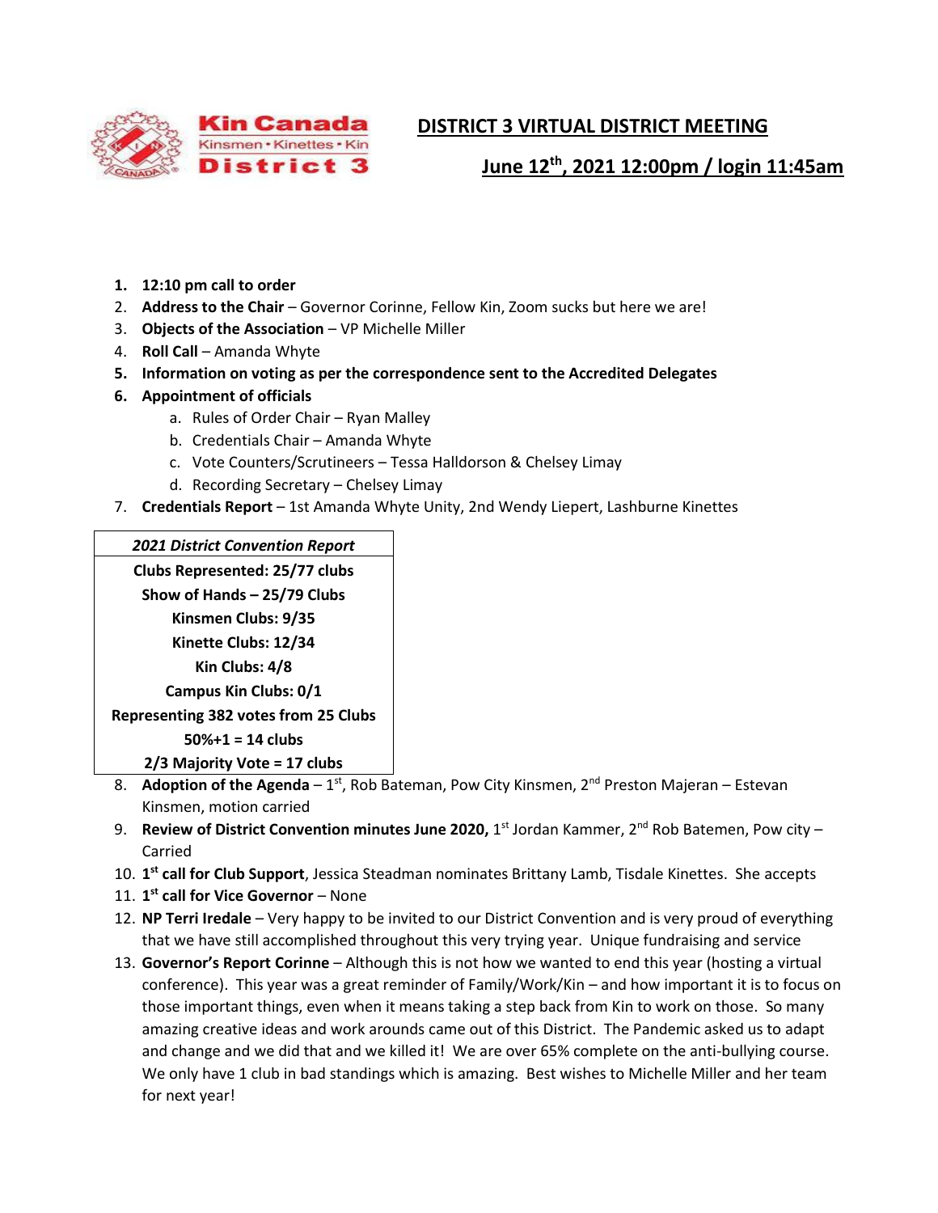# DISTRICT 3 VIRTUAL DISTRICT MEETING

## June 12th, 2021 12:00pm / login 11:45am

1. **12:10 pm call to order**
2. **Address to the Chair** – Governor Corinne, Fellow Kin, Zoom sucks but here we are!
3. **Objects of the Association** – VP Michelle Miller
4. **Roll Call** – Amanda Whyte
5. **Information on voting as per the correspondence sent to the Accredited Delegates**
6. **Appointment of officials**
   a. Rules of Order Chair – Ryan Malley
   b. Credentials Chair – Amanda Whyte
   c. Vote Counters/Scrutineers – Tessa Halldorson & Chelsey Limay
   d. Recording Secretary – Chelsey Limay
7. **Credentials Report** – 1st Amanda Whyte Unity, 2nd Wendy Liepert, Lashburne Kinettes

| *2021 District Convention Report* |
|---|
| **Clubs Represented: 25/77 clubs** |
| **Show of Hands – 25/79 Clubs** |
| **Kinsmen Clubs: 9/35** |
| **Kinette Clubs: 12/34** |
| **Kin Clubs: 4/8** |
| **Campus Kin Clubs: 0/1** |
| **Representing 382 votes from 25 Clubs** |
| **50%+1 = 14 clubs** |
| **2/3 Majority Vote = 17 clubs** |

8. **Adoption of the Agenda** – 1st, Rob Bateman, Pow City Kinsmen, 2nd Preston Majeran – Estevan Kinsmen, motion carried
9. **Review of District Convention minutes June 2020,** 1st Jordan Kammer, 2nd Rob Batemen, Pow city – Carried
10. **1st call for Club Support**, Jessica Steadman nominates Brittany Lamb, Tisdale Kinettes. She accepts
11. **1st call for Vice Governor** – None
12. **NP Terri Iredale** – Very happy to be invited to our District Convention and is very proud of everything that we have still accomplished throughout this very trying year. Unique fundraising and service
13. **Governor's Report Corinne** – Although this is not how we wanted to end this year (hosting a virtual conference). This year was a great reminder of Family/Work/Kin – and how important it is to focus on those important things, even when it means taking a step back from Kin to work on those. So many amazing creative ideas and work arounds came out of this District. The Pandemic asked us to adapt and change and we did that and we killed it! We are over 65% complete on the anti-bullying course. We only have 1 club in bad standings which is amazing. Best wishes to Michelle Miller and her team for next year!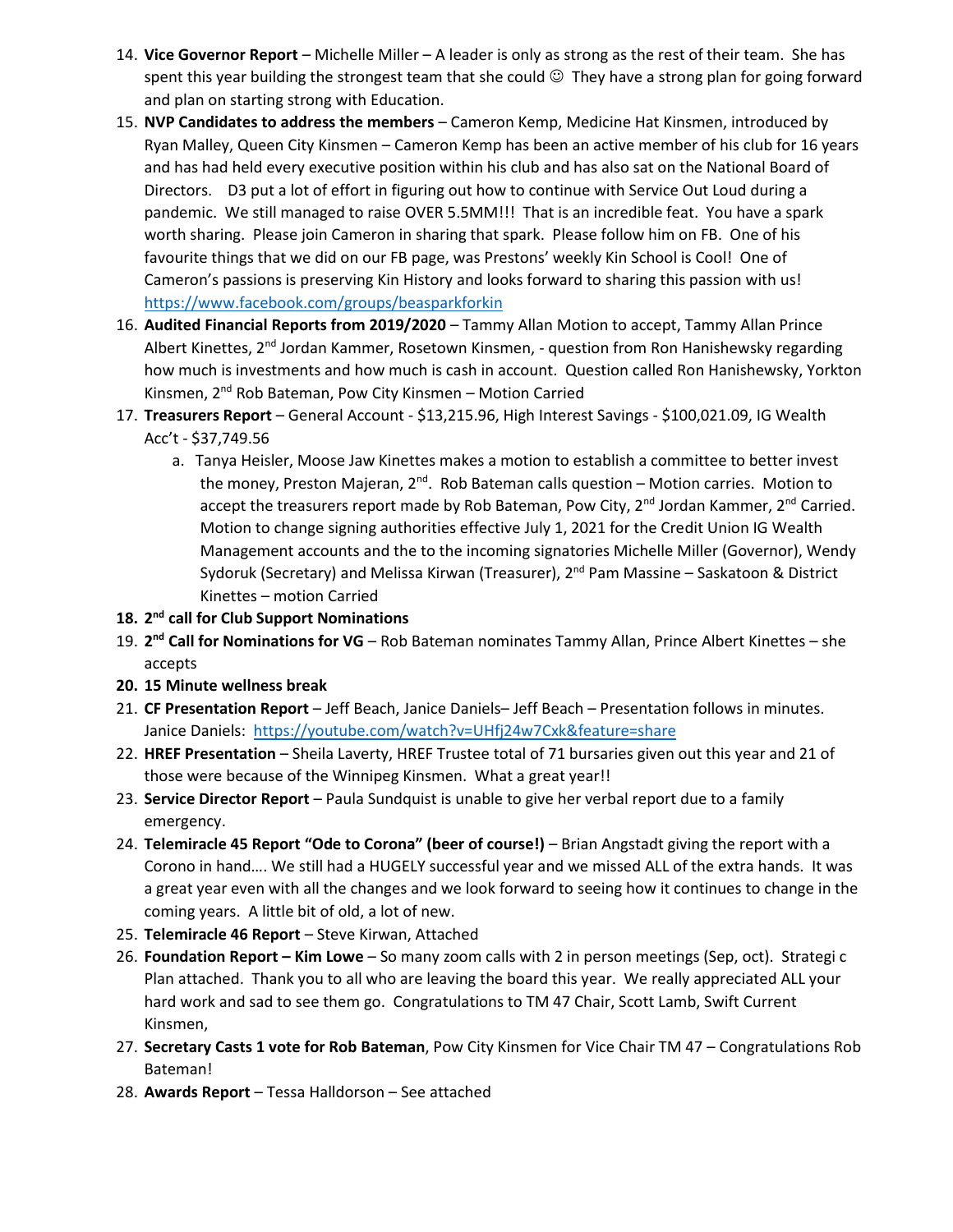14. **Vice Governor Report** – Michelle Miller – A leader is only as strong as the rest of their team. She has spent this year building the strongest team that she could ☺ They have a strong plan for going forward and plan on starting strong with Education.
15. **NVP Candidates to address the members** – Cameron Kemp, Medicine Hat Kinsmen, introduced by Ryan Malley, Queen City Kinsmen – Cameron Kemp has been an active member of his club for 16 years and has had held every executive position within his club and has also sat on the National Board of Directors. D3 put a lot of effort in figuring out how to continue with Service Out Loud during a pandemic. We still managed to raise OVER 5.5MM!!! That is an incredible feat. You have a spark worth sharing. Please join Cameron in sharing that spark. Please follow him on FB. One of his favourite things that we did on our FB page, was Prestons' weekly Kin School is Cool! One of Cameron's passions is preserving Kin History and looks forward to sharing this passion with us! https://www.facebook.com/groups/beasparkforkin
16. **Audited Financial Reports from 2019/2020** – Tammy Allan Motion to accept, Tammy Allan Prince Albert Kinettes, 2nd Jordan Kammer, Rosetown Kinsmen, - question from Ron Hanishewsky regarding how much is investments and how much is cash in account. Question called Ron Hanishewsky, Yorkton Kinsmen, 2nd Rob Bateman, Pow City Kinsmen – Motion Carried
17. **Treasurers Report** – General Account - $13,215.96, High Interest Savings - $100,021.09, IG Wealth Acc't - $37,749.56
    a. Tanya Heisler, Moose Jaw Kinettes makes a motion to establish a committee to better invest the money, Preston Majeran, 2nd. Rob Bateman calls question – Motion carries. Motion to accept the treasurers report made by Rob Bateman, Pow City, 2nd Jordan Kammer, 2nd Carried. Motion to change signing authorities effective July 1, 2021 for the Credit Union IG Wealth Management accounts and the to the incoming signatories Michelle Miller (Governor), Wendy Sydoruk (Secretary) and Melissa Kirwan (Treasurer), 2nd Pam Massine – Saskatoon & District Kinettes – motion Carried
18. **2nd call for Club Support Nominations**
19. **2nd Call for Nominations for VG** – Rob Bateman nominates Tammy Allan, Prince Albert Kinettes – she accepts
20. **15 Minute wellness break**
21. **CF Presentation Report** – Jeff Beach, Janice Daniels– Jeff Beach – Presentation follows in minutes. Janice Daniels: https://youtube.com/watch?v=UHfj24w7Cxk&feature=share
22. **HREF Presentation** – Sheila Laverty, HREF Trustee total of 71 bursaries given out this year and 21 of those were because of the Winnipeg Kinsmen. What a great year!!
23. **Service Director Report** – Paula Sundquist is unable to give her verbal report due to a family emergency.
24. **Telemiracle 45 Report "Ode to Corona" (beer of course!)** – Brian Angstadt giving the report with a Corono in hand…. We still had a HUGELY successful year and we missed ALL of the extra hands. It was a great year even with all the changes and we look forward to seeing how it continues to change in the coming years. A little bit of old, a lot of new.
25. **Telemiracle 46 Report** – Steve Kirwan, Attached
26. **Foundation Report – Kim Lowe** – So many zoom calls with 2 in person meetings (Sep, oct). Strategi c Plan attached. Thank you to all who are leaving the board this year. We really appreciated ALL your hard work and sad to see them go. Congratulations to TM 47 Chair, Scott Lamb, Swift Current Kinsmen,
27. **Secretary Casts 1 vote for Rob Bateman**, Pow City Kinsmen for Vice Chair TM 47 – Congratulations Rob Bateman!
28. **Awards Report** – Tessa Halldorson – See attached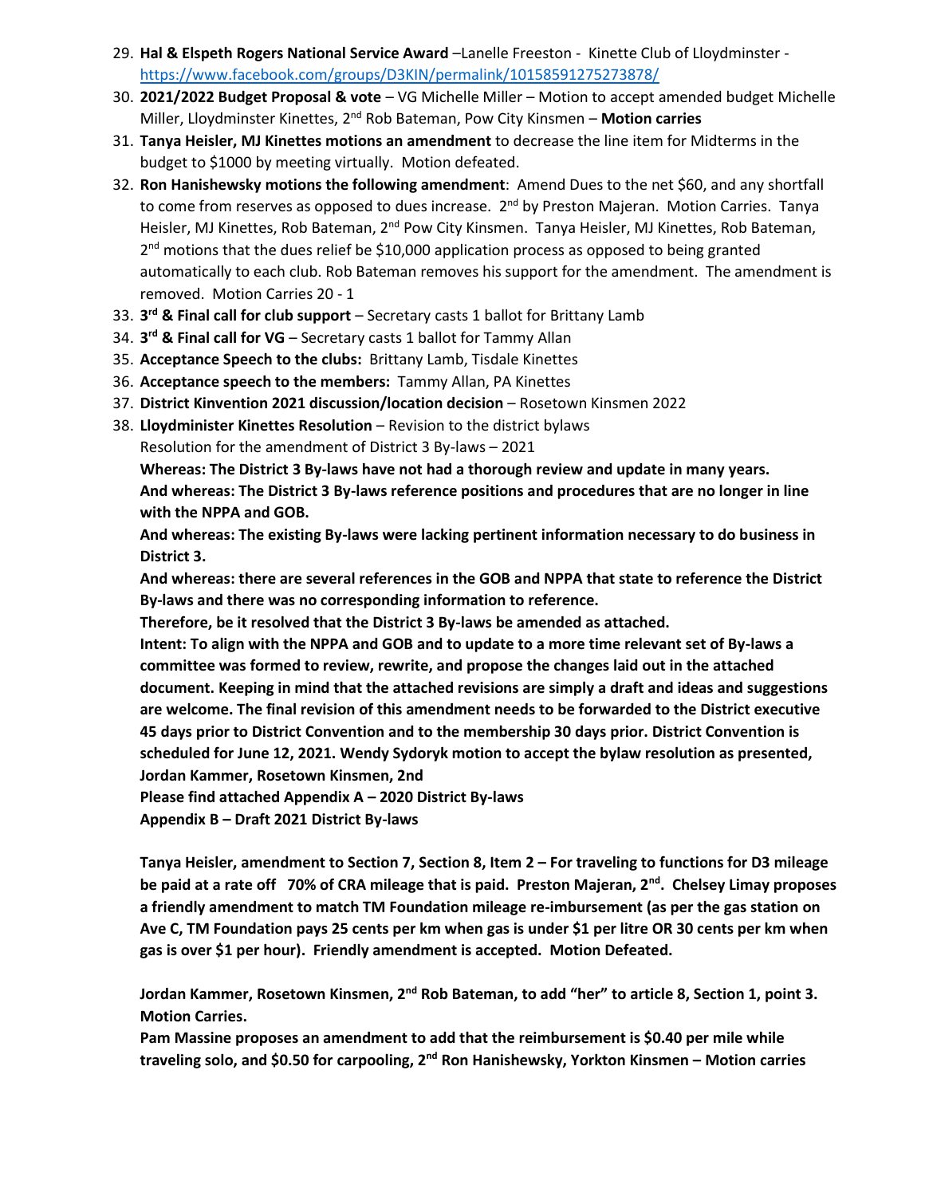29. **Hal & Elspeth Rogers National Service Award** –Lanelle Freeston - Kinette Club of Lloydminster - https://www.facebook.com/groups/D3KIN/permalink/10158591275273878/
30. **2021/2022 Budget Proposal & vote** – VG Michelle Miller – Motion to accept amended budget Michelle Miller, Lloydminster Kinettes, 2nd Rob Bateman, Pow City Kinsmen – **Motion carries**
31. **Tanya Heisler, MJ Kinettes motions an amendment** to decrease the line item for Midterms in the budget to $1000 by meeting virtually. Motion defeated.
32. **Ron Hanishewsky motions the following amendment**: Amend Dues to the net $60, and any shortfall to come from reserves as opposed to dues increase. 2nd by Preston Majeran. Motion Carries. Tanya Heisler, MJ Kinettes, Rob Bateman, 2nd Pow City Kinsmen. Tanya Heisler, MJ Kinettes, Rob Bateman, 2nd motions that the dues relief be $10,000 application process as opposed to being granted automatically to each club. Rob Bateman removes his support for the amendment. The amendment is removed. Motion Carries 20 - 1
33. **3rd & Final call for club support** – Secretary casts 1 ballot for Brittany Lamb
34. **3rd & Final call for VG** – Secretary casts 1 ballot for Tammy Allan
35. **Acceptance Speech to the clubs:** Brittany Lamb, Tisdale Kinettes
36. **Acceptance speech to the members:** Tammy Allan, PA Kinettes
37. **District Kinvention 2021 discussion/location decision** – Rosetown Kinsmen 2022
38. **Lloydminister Kinettes Resolution** – Revision to the district bylaws
    Resolution for the amendment of District 3 By-laws – 2021
    **Whereas: The District 3 By-laws have not had a thorough review and update in many years.**
    **And whereas: The District 3 By-laws reference positions and procedures that are no longer in line with the NPPA and GOB.**
    **And whereas: The existing By-laws were lacking pertinent information necessary to do business in District 3.**
    **And whereas: there are several references in the GOB and NPPA that state to reference the District By-laws and there was no corresponding information to reference.**
    **Therefore, be it resolved that the District 3 By-laws be amended as attached.**
    **Intent: To align with the NPPA and GOB and to update to a more time relevant set of By-laws a committee was formed to review, rewrite, and propose the changes laid out in the attached document. Keeping in mind that the attached revisions are simply a draft and ideas and suggestions are welcome. The final revision of this amendment needs to be forwarded to the District executive 45 days prior to District Convention and to the membership 30 days prior. District Convention is scheduled for June 12, 2021. Wendy Sydoryk motion to accept the bylaw resolution as presented, Jordan Kammer, Rosetown Kinsmen, 2nd**
    **Please find attached Appendix A – 2020 District By-laws**
    **Appendix B – Draft 2021 District By-laws**

    **Tanya Heisler, amendment to Section 7, Section 8, Item 2 – For traveling to functions for D3 mileage be paid at a rate off 70% of CRA mileage that is paid. Preston Majeran, 2nd. Chelsey Limay proposes a friendly amendment to match TM Foundation mileage re-imbursement (as per the gas station on Ave C, TM Foundation pays 25 cents per km when gas is under $1 per litre OR 30 cents per km when gas is over $1 per hour). Friendly amendment is accepted. Motion Defeated.**

    **Jordan Kammer, Rosetown Kinsmen, 2nd Rob Bateman, to add "her" to article 8, Section 1, point 3. Motion Carries.**
    **Pam Massine proposes an amendment to add that the reimbursement is $0.40 per mile while traveling solo, and $0.50 for carpooling, 2nd Ron Hanishewsky, Yorkton Kinsmen – Motion carries**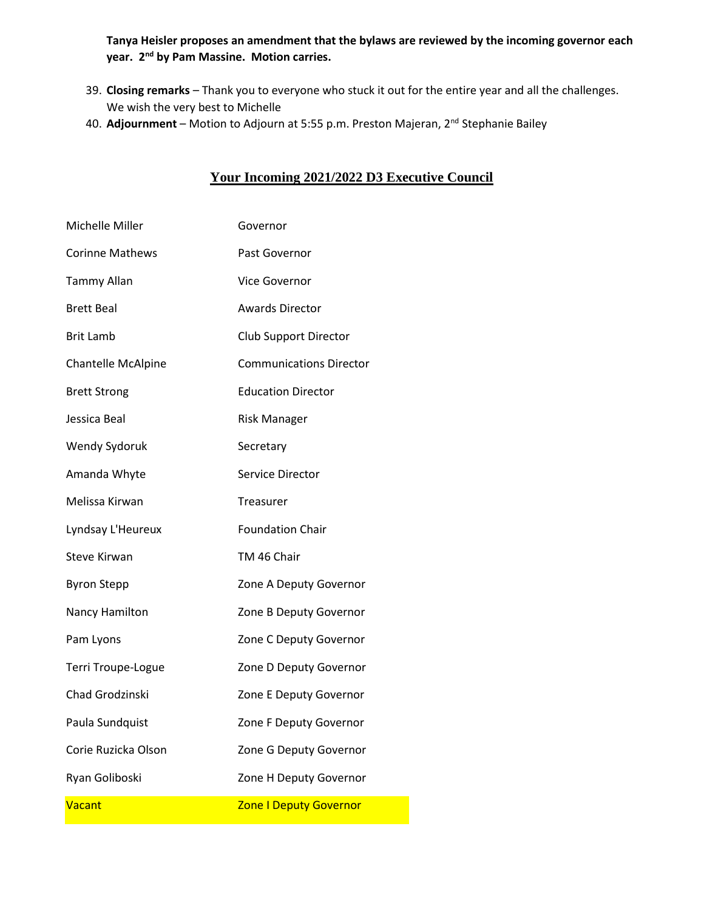**Tanya Heisler proposes an amendment that the bylaws are reviewed by the incoming governor each year. 2nd by Pam Massine. Motion carries.**

39. **Closing remarks** – Thank you to everyone who stuck it out for the entire year and all the challenges. We wish the very best to Michelle
40. **Adjournment** – Motion to Adjourn at 5:55 p.m. Preston Majeran, 2nd Stephanie Bailey

## Your Incoming 2021/2022 D3 Executive Council

| | |
|---|---|
| Michelle Miller | Governor |
| Corinne Mathews | Past Governor |
| Tammy Allan | Vice Governor |
| Brett Beal | Awards Director |
| Brit Lamb | Club Support Director |
| Chantelle McAlpine | Communications Director |
| Brett Strong | Education Director |
| Jessica Beal | Risk Manager |
| Wendy Sydoruk | Secretary |
| Amanda Whyte | Service Director |
| Melissa Kirwan | Treasurer |
| Lyndsay L'Heureux | Foundation Chair |
| Steve Kirwan | TM 46 Chair |
| Byron Stepp | Zone A Deputy Governor |
| Nancy Hamilton | Zone B Deputy Governor |
| Pam Lyons | Zone C Deputy Governor |
| Terri Troupe-Logue | Zone D Deputy Governor |
| Chad Grodzinski | Zone E Deputy Governor |
| Paula Sundquist | Zone F Deputy Governor |
| Corie Ruzicka Olson | Zone G Deputy Governor |
| Ryan Goliboski | Zone H Deputy Governor |
| Vacant | Zone I Deputy Governor |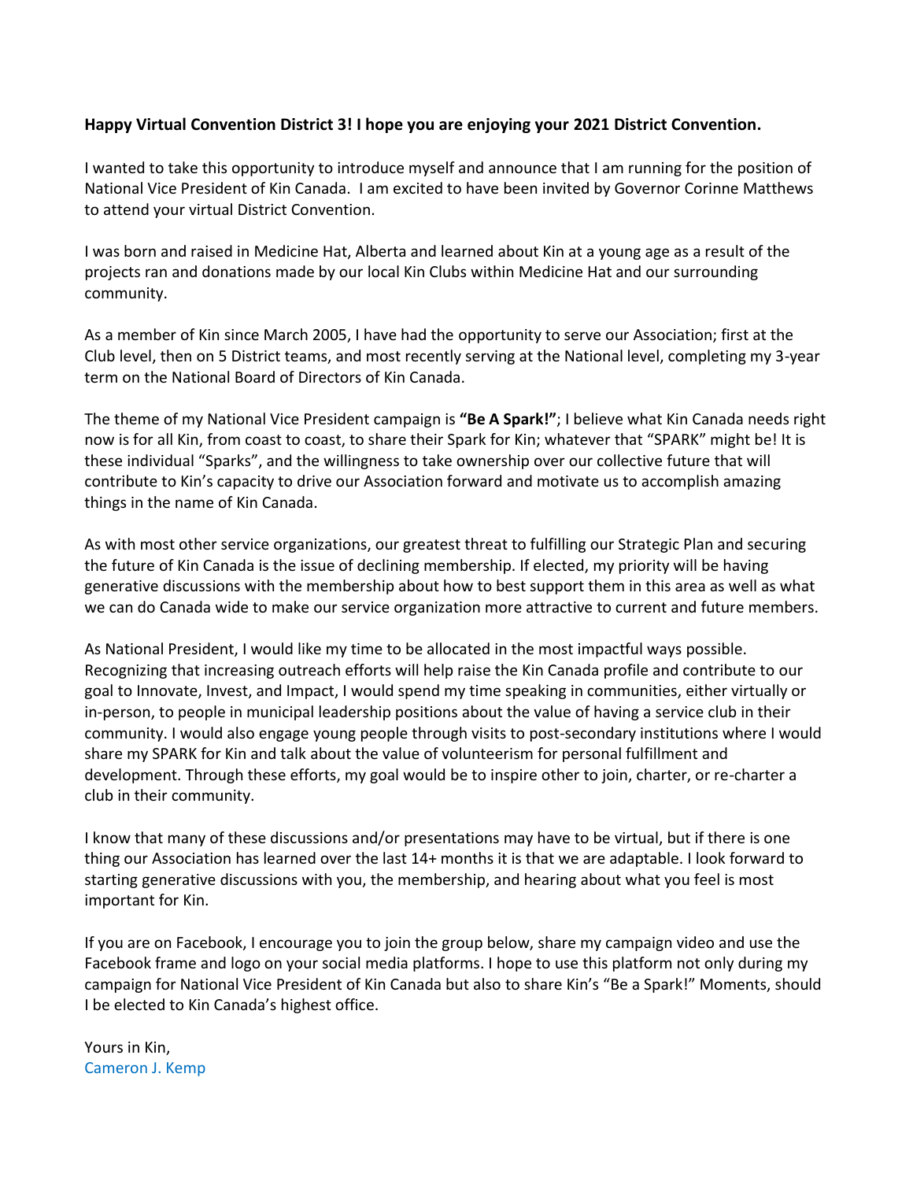**Happy Virtual Convention District 3! I hope you are enjoying your 2021 District Convention.**

I wanted to take this opportunity to introduce myself and announce that I am running for the position of National Vice President of Kin Canada. I am excited to have been invited by Governor Corinne Matthews to attend your virtual District Convention.

I was born and raised in Medicine Hat, Alberta and learned about Kin at a young age as a result of the projects ran and donations made by our local Kin Clubs within Medicine Hat and our surrounding community.

As a member of Kin since March 2005, I have had the opportunity to serve our Association; first at the Club level, then on 5 District teams, and most recently serving at the National level, completing my 3-year term on the National Board of Directors of Kin Canada.

The theme of my National Vice President campaign is **"Be A Spark!"**; I believe what Kin Canada needs right now is for all Kin, from coast to coast, to share their Spark for Kin; whatever that "SPARK" might be! It is these individual "Sparks", and the willingness to take ownership over our collective future that will contribute to Kin's capacity to drive our Association forward and motivate us to accomplish amazing things in the name of Kin Canada.

As with most other service organizations, our greatest threat to fulfilling our Strategic Plan and securing the future of Kin Canada is the issue of declining membership. If elected, my priority will be having generative discussions with the membership about how to best support them in this area as well as what we can do Canada wide to make our service organization more attractive to current and future members.

As National President, I would like my time to be allocated in the most impactful ways possible. Recognizing that increasing outreach efforts will help raise the Kin Canada profile and contribute to our goal to Innovate, Invest, and Impact, I would spend my time speaking in communities, either virtually or in-person, to people in municipal leadership positions about the value of having a service club in their community. I would also engage young people through visits to post-secondary institutions where I would share my SPARK for Kin and talk about the value of volunteerism for personal fulfillment and development. Through these efforts, my goal would be to inspire other to join, charter, or re-charter a club in their community.

I know that many of these discussions and/or presentations may have to be virtual, but if there is one thing our Association has learned over the last 14+ months it is that we are adaptable. I look forward to starting generative discussions with you, the membership, and hearing about what you feel is most important for Kin.

If you are on Facebook, I encourage you to join the group below, share my campaign video and use the Facebook frame and logo on your social media platforms. I hope to use this platform not only during my campaign for National Vice President of Kin Canada but also to share Kin's "Be a Spark!" Moments, should I be elected to Kin Canada's highest office.

Yours in Kin,
Cameron J. Kemp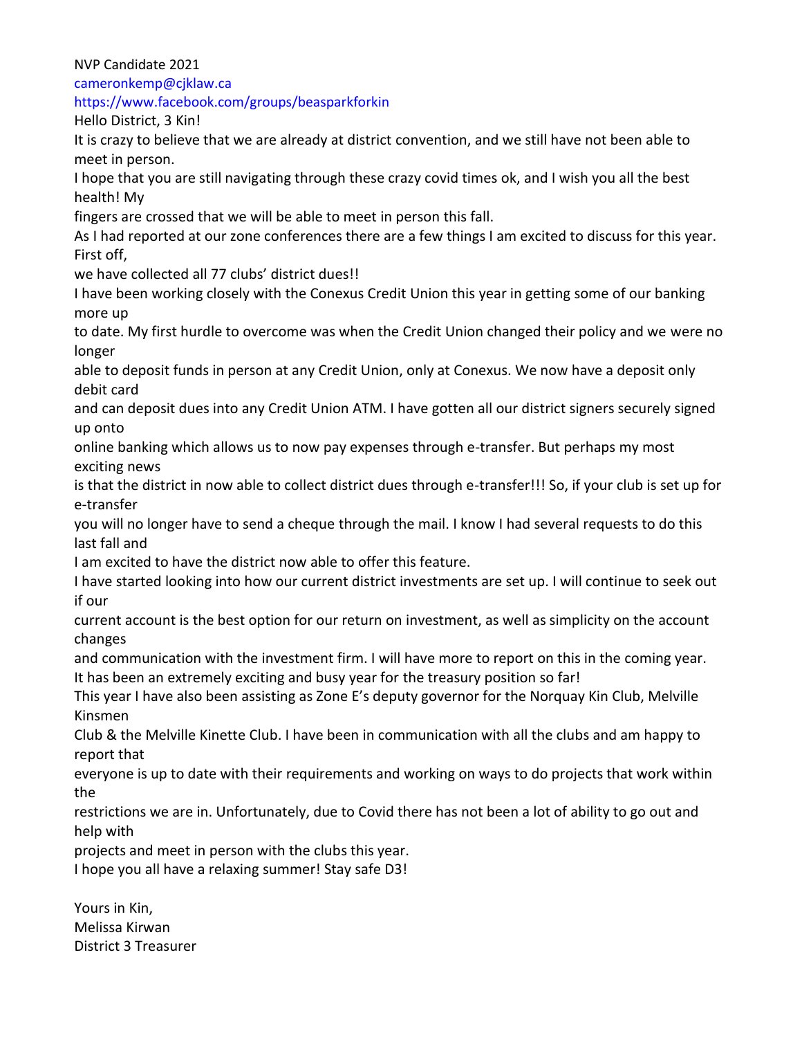NVP Candidate 2021

cameronkemp@cjklaw.ca

https://www.facebook.com/groups/beasparkforkin

Hello District, 3 Kin!

It is crazy to believe that we are already at district convention, and we still have not been able to meet in person.

I hope that you are still navigating through these crazy covid times ok, and I wish you all the best health! My fingers are crossed that we will be able to meet in person this fall.

As I had reported at our zone conferences there a few things I am excited to discuss for this year. First off, we have collected all 77 clubs' district dues!!

I have been working closely with the Conexus Credit Union this year in getting some of our banking more up to date. My first hurdle to overcome was when the Credit Union changed their policy and we were no longer able to deposit funds in person at any Credit Union, only at Conexus. We now have a deposit only debit card and can deposit dues into any Credit Union ATM. I have gotten all our district signers securely signed up onto online banking which allows us to now pay expenses through e-transfer. But perhaps my most exciting news is that the district in now able to collect district dues through e-transfer!!! So, if your club is set up for e-transfer you will no longer have to send a cheque through the mail. I know I had several requests to do this last fall and I am excited to have the district now able to offer this feature.

I have started looking into how our current district investments are set up. I will continue to seek out if our current account is the best option for our return on investment, as well as simplicity on the account changes and communication with the investment firm. I will have more to report on this in the coming year.

It has been an extremely exciting and busy year for the treasury position so far!

This year I have also been assisting as Zone E's deputy governor for the Norquay Kin Club, Melville Kinsmen Club & the Melville Kinette Club. I have been in communication with all the clubs and am happy to report that everyone is up to date with their requirements and working on ways to do projects that work within the restrictions we are in. Unfortunately, due to Covid there has not been a lot of ability to go out and help with projects and meet in person with the clubs this year.

I hope you all have a relaxing summer! Stay safe D3!

Yours in Kin,

Melissa Kirwan

District 3 Treasurer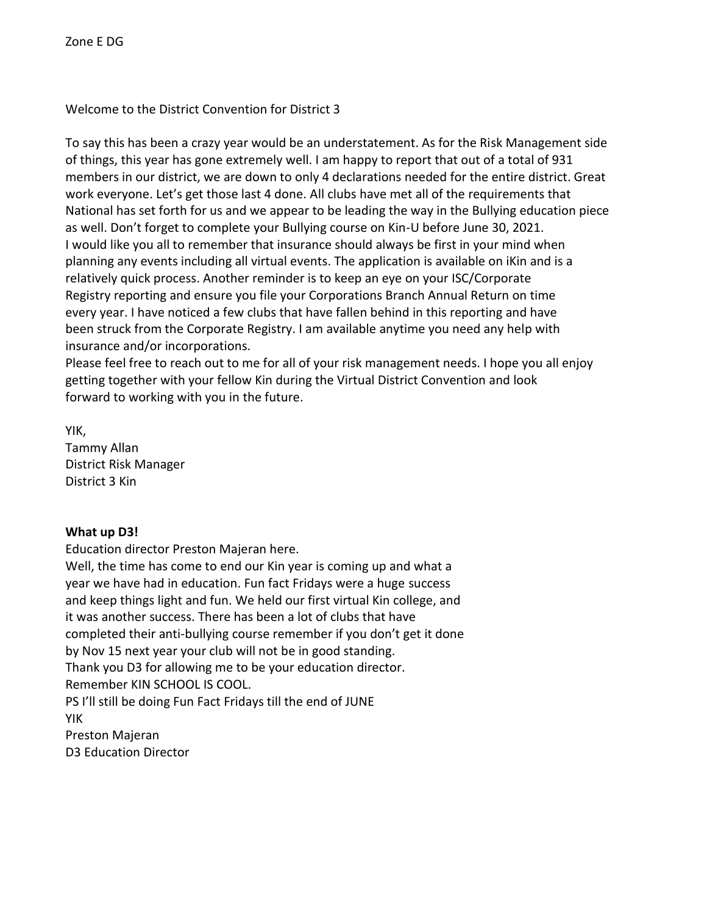Zone E DG

Welcome to the District Convention for District 3

To say this has been a crazy year would be an understatement. As for the Risk Management side of things, this year has gone extremely well. I am happy to report that out of a total of 931 members in our district, we are down to only 4 declarations needed for the entire district. Great work everyone. Let's get those last 4 done. All clubs have met all of the requirements that National has set forth for us and we appear to be leading the way in the Bullying education piece as well. Don't forget to complete your Bullying course on Kin-U before June 30, 2021.
I would like you all to remember that insurance should always be first in your mind when planning any events including all virtual events. The application is available on iKin and is a relatively quick process. Another reminder is to keep an eye on your ISC/Corporate Registry reporting and ensure you file your Corporations Branch Annual Return on time every year. I have noticed a few clubs that have fallen behind in this reporting and have been struck from the Corporate Registry. I am available anytime you need any help with insurance and/or incorporations.
Please feel free to reach out to me for all of your risk management needs. I hope you all enjoy getting together with your fellow Kin during the Virtual District Convention and look forward to working with you in the future.

YIK,
Tammy Allan
District Risk Manager
District 3 Kin

**What up D3!**
Education director Preston Majeran here.
Well, the time has come to end our Kin year is coming up and what a year we have had in education. Fun fact Fridays were a huge success and keep things light and fun. We held our first virtual Kin college, and it was another success. There has been a lot of clubs that have completed their anti-bullying course remember if you don't get it done by Nov 15 next year your club will not be in good standing.
Thank you D3 for allowing me to be your education director.
Remember KIN SCHOOL IS COOL.
PS I'll still be doing Fun Fact Fridays till the end of JUNE
YIK
Preston Majeran
D3 Education Director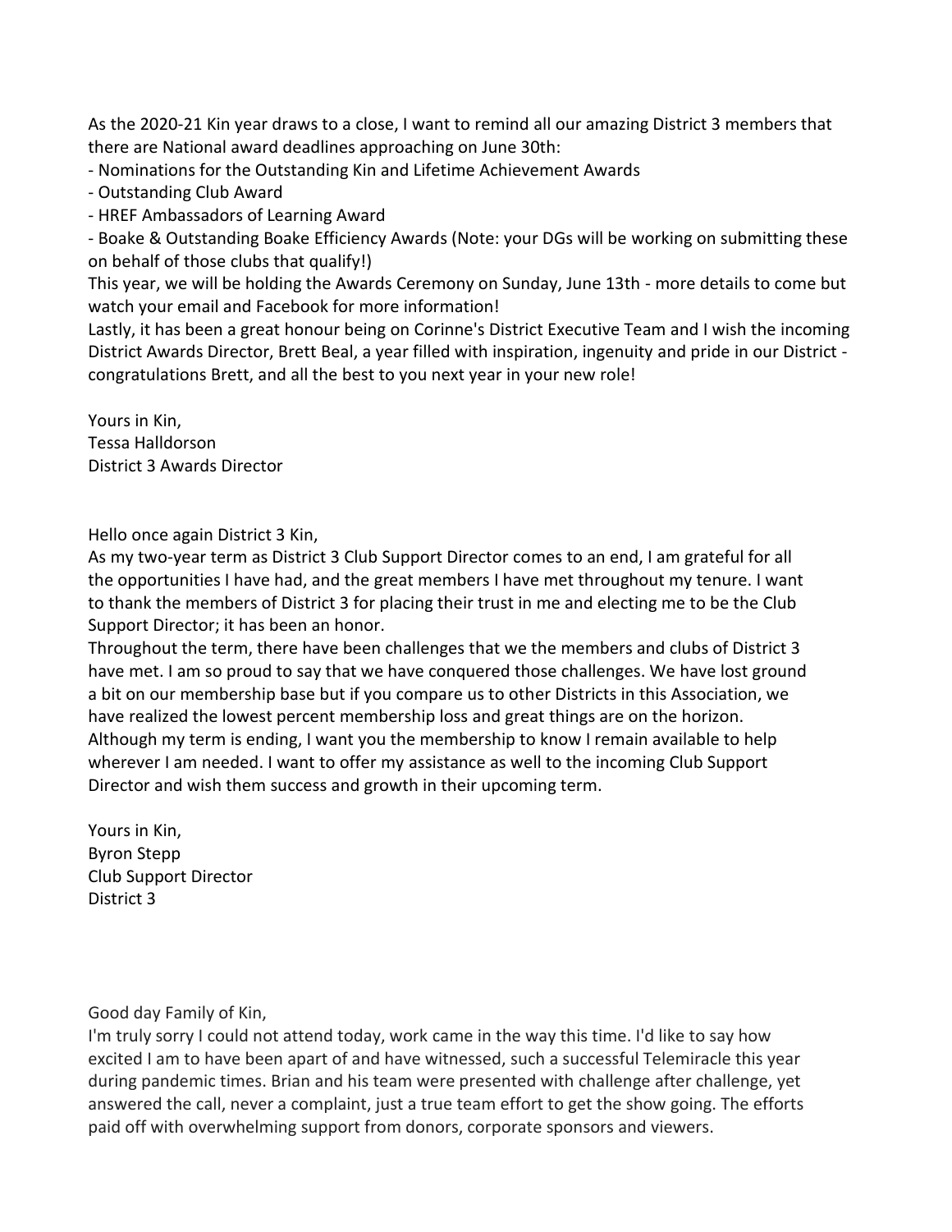As the 2020-21 Kin year draws to a close, I want to remind all our amazing District 3 members that there are National award deadlines approaching on June 30th:

- Nominations for the Outstanding Kin and Lifetime Achievement Awards
- Outstanding Club Award
- HREF Ambassadors of Learning Award
- Boake & Outstanding Boake Efficiency Awards (Note: your DGs will be working on submitting these on behalf of those clubs that qualify!)

This year, we will be holding the Awards Ceremony on Sunday, June 13th - more details to come but watch your email and Facebook for more information!

Lastly, it has been a great honour being on Corinne's District Executive Team and I wish the incoming District Awards Director, Brett Beal, a year filled with inspiration, ingenuity and pride in our District - congratulations Brett, and all the best to you next year in your new role!

Yours in Kin,
Tessa Halldorson
District 3 Awards Director

Hello once again District 3 Kin,

As my two-year term as District 3 Club Support Director comes to an end, I am grateful for all the opportunities I have had, and the great members I have met throughout my tenure. I want to thank the members of District 3 for placing their trust in me and electing me to be the Club Support Director; it has been an honor.

Throughout the term, there have been challenges that we the members and clubs of District 3 have met. I am so proud to say that we have conquered those challenges. We have lost ground a bit on our membership base but if you compare us to other Districts in this Association, we have realized the lowest percent membership loss and great things are on the horizon.

Although my term is ending, I want you the membership to know I remain available to help wherever I am needed. I want to offer my assistance as well to the incoming Club Support Director and wish them success and growth in their upcoming term.

Yours in Kin,
Byron Stepp
Club Support Director
District 3

Good day Family of Kin,

I'm truly sorry I could not attend today, work came in the way this time. I'd like to say how excited I am to have been apart of and have witnessed, such a successful Telemiracle this year during pandemic times. Brian and his team were presented with challenge after challenge, yet answered the call, never a complaint, just a true team effort to get the show going. The efforts paid off with overwhelming support from donors, corporate sponsors and viewers.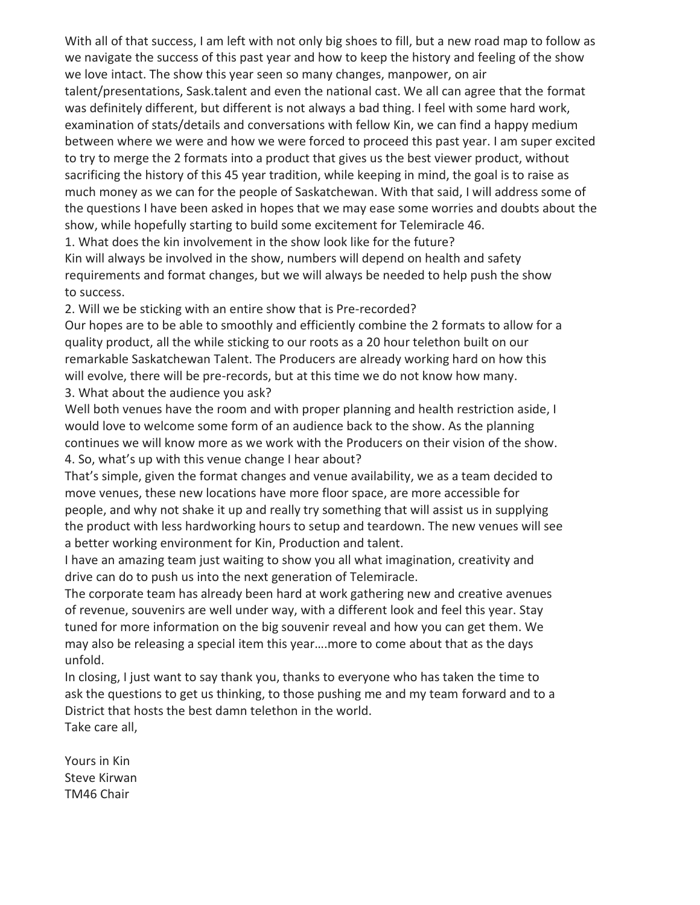With all of that success, I am left with not only big shoes to fill, but a new road map to follow as we navigate the success of this past year and how to keep the history and feeling of the show we love intact. The show this year seen so many changes, manpower, on air talent/presentations, Sask.talent and even the national cast. We all can agree that the format was definitely different, but different is not always a bad thing. I feel with some hard work, examination of stats/details and conversations with fellow Kin, we can find a happy medium between where we were and how we were forced to proceed this past year. I am super excited to try to merge the 2 formats into a product that gives us the best viewer product, without sacrificing the history of this 45 year tradition, while keeping in mind, the goal is to raise as much money as we can for the people of Saskatchewan. With that said, I will address some of the questions I have been asked in hopes that we may ease some worries and doubts about the show, while hopefully starting to build some excitement for Telemiracle 46.

1. What does the kin involvement in the show look like for the future?

Kin will always be involved in the show, numbers will depend on health and safety requirements and format changes, but we will always be needed to help push the show to success.

2. Will we be sticking with an entire show that is Pre-recorded?

Our hopes are to be able to smoothly and efficiently combine the 2 formats to allow for a quality product, all the while sticking to our roots as a 20 hour telethon built on our remarkable Saskatchewan Talent. The Producers are already working hard on how this will evolve, there will be pre-records, but at this time we do not know how many.

3. What about the audience you ask?

Well both venues have the room and with proper planning and health restriction aside, I would love to welcome some form of an audience back to the show. As the planning continues we will know more as we work with the Producers on their vision of the show.

4. So, what's up with this venue change I hear about?

That's simple, given the format changes and venue availability, we as a team decided to move venues, these new locations have more floor space, are more accessible for people, and why not shake it up and really try something that will assist us in supplying the product with less hardworking hours to setup and teardown. The new venues will see a better working environment for Kin, Production and talent.

I have an amazing team just waiting to show you all what imagination, creativity and drive can do to push us into the next generation of Telemiracle.

The corporate team has already been hard at work gathering new and creative avenues of revenue, souvenirs are well under way, with a different look and feel this year. Stay tuned for more information on the big souvenir reveal and how you can get them. We may also be releasing a special item this year….more to come about that as the days unfold.

In closing, I just want to say thank you, thanks to everyone who has taken the time to ask the questions to get us thinking, to those pushing me and my team forward and to a District that hosts the best damn telethon in the world.

Take care all,

Yours in Kin
Steve Kirwan
TM46 Chair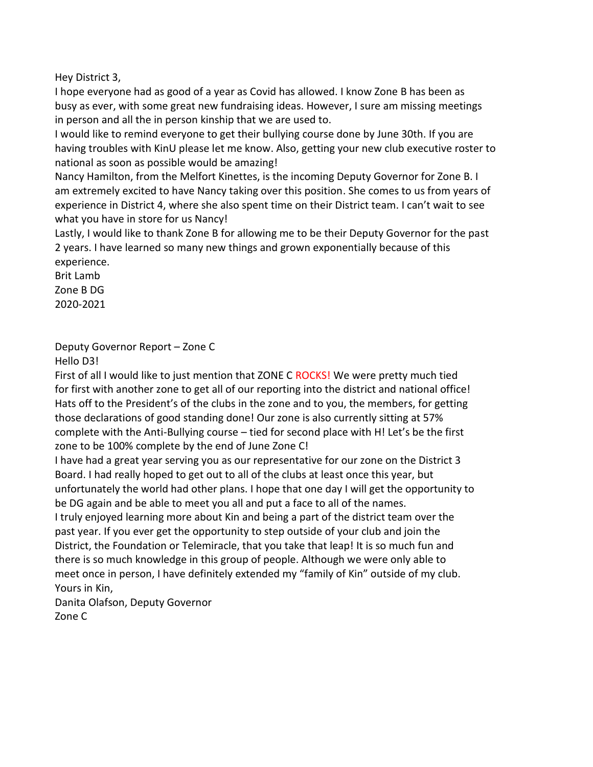Hey District 3,

I hope everyone had as good of a year as Covid has allowed. I know Zone B has been as busy as ever, with some great new fundraising ideas. However, I sure am missing meetings in person and all the in person kinship that we are used to.

I would like to remind everyone to get their bullying course done by June 30th. If you are having troubles with KinU please let me know. Also, getting your new club executive roster to national as soon as possible would be amazing!

Nancy Hamilton, from the Melfort Kinettes, is the incoming Deputy Governor for Zone B. I am extremely excited to have Nancy taking over this position. She comes to us from years of experience in District 4, where she also spent time on their District team. I can't wait to see what you have in store for us Nancy!

Lastly, I would like to thank Zone B for allowing me to be their Deputy Governor for the past 2 years. I have learned so many new things and grown exponentially because of this experience.

Brit Lamb
Zone B DG
2020-2021

Deputy Governor Report – Zone C

Hello D3!

First of all I would like to just mention that ZONE C ROCKS! We were pretty much tied for first with another zone to get all of our reporting into the district and national office! Hats off to the President's of the clubs in the zone and to you, the members, for getting those declarations of good standing done! Our zone is also currently sitting at 57% complete with the Anti-Bullying course – tied for second place with H! Let's be the first zone to be 100% complete by the end of June Zone C!

I have had a great year serving you as our representative for our zone on the District 3 Board. I had really hoped to get out to all of the clubs at least once this year, but unfortunately the world had other plans. I hope that one day I will get the opportunity to be DG again and be able to meet you all and put a face to all of the names.

I truly enjoyed learning more about Kin and being a part of the district team over the past year. If you ever get the opportunity to step outside of your club and join the District, the Foundation or Telemiracle, that you take that leap! It is so much fun and there is so much knowledge in this group of people. Although we were only able to meet once in person, I have definitely extended my "family of Kin" outside of my club.

Yours in Kin,

Danita Olafson, Deputy Governor
Zone C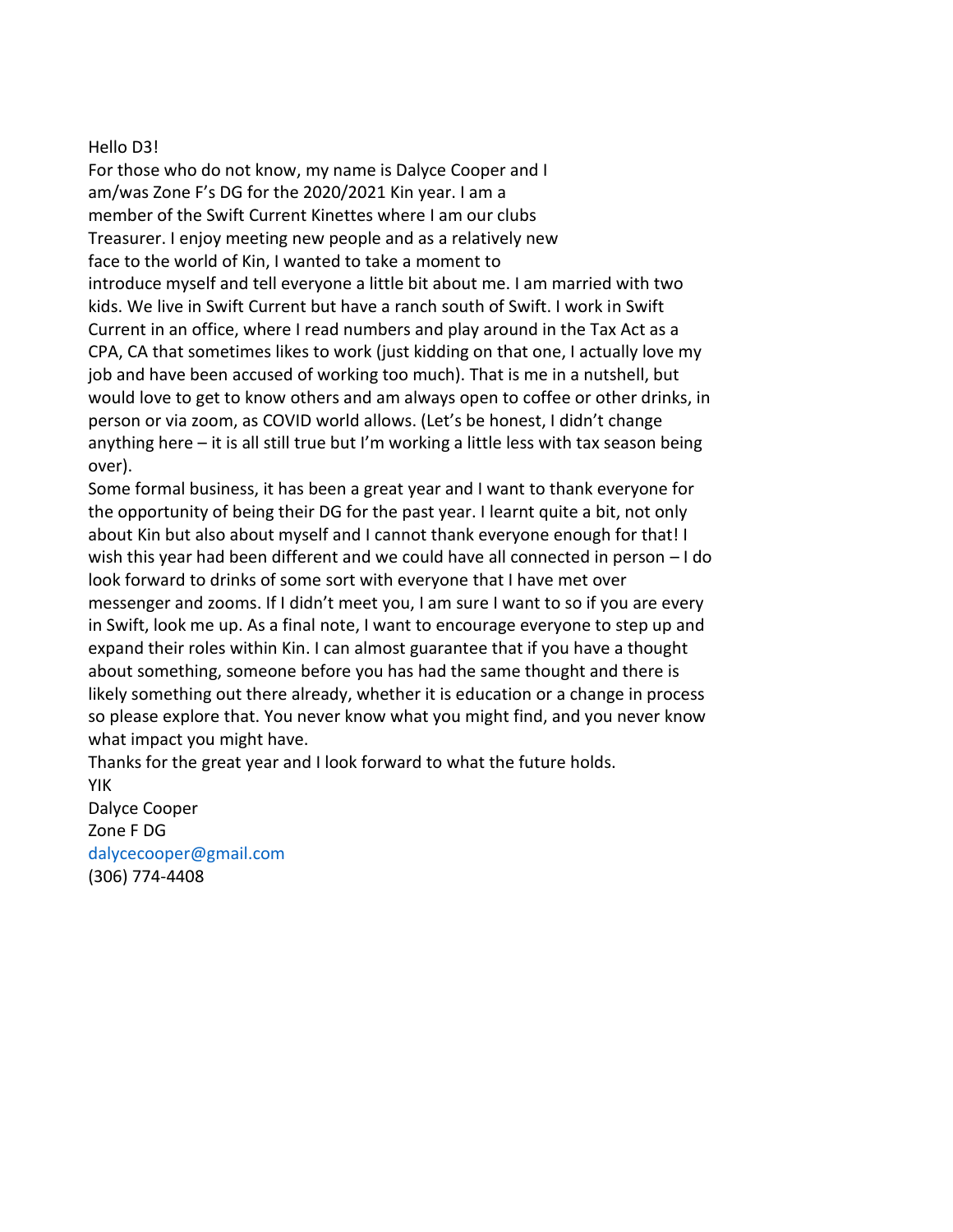Hello D3!

For those who do not know, my name is Dalyce Cooper and I am/was Zone F's DG for the 2020/2021 Kin year. I am a member of the Swift Current Kinettes where I am our clubs Treasurer. I enjoy meeting new people and as a relatively new face to the world of Kin, I wanted to take a moment to introduce myself and tell everyone a little bit about me. I am married with two kids. We live in Swift Current but have a ranch south of Swift. I work in Swift Current in an office, where I read numbers and play around in the Tax Act as a CPA, CA that sometimes likes to work (just kidding on that one, I actually love my job and have been accused of working too much). That is me in a nutshell, but would love to get to know others and am always open to coffee or other drinks, in person or via zoom, as COVID world allows. (Let's be honest, I didn't change anything here – it is all still true but I'm working a little less with tax season being over).

Some formal business, it has been a great year and I want to thank everyone for the opportunity of being their DG for the past year. I learnt quite a bit, not only about Kin but also about myself and I cannot thank everyone enough for that! I wish this year had been different and we could have all connected in person – I do look forward to drinks of some sort with everyone that I have met over messenger and zooms. If I didn't meet you, I am sure I want to so if you are every in Swift, look me up. As a final note, I want to encourage everyone to step up and expand their roles within Kin. I can almost guarantee that if you have a thought about something, someone before you has had the same thought and there is likely something out there already, whether it is education or a change in process so please explore that. You never know what you might find, and you never know what impact you might have.

Thanks for the great year and I look forward to what the future holds.

YIK

Dalyce Cooper

Zone F DG

dalycecooper@gmail.com

(306) 774-4408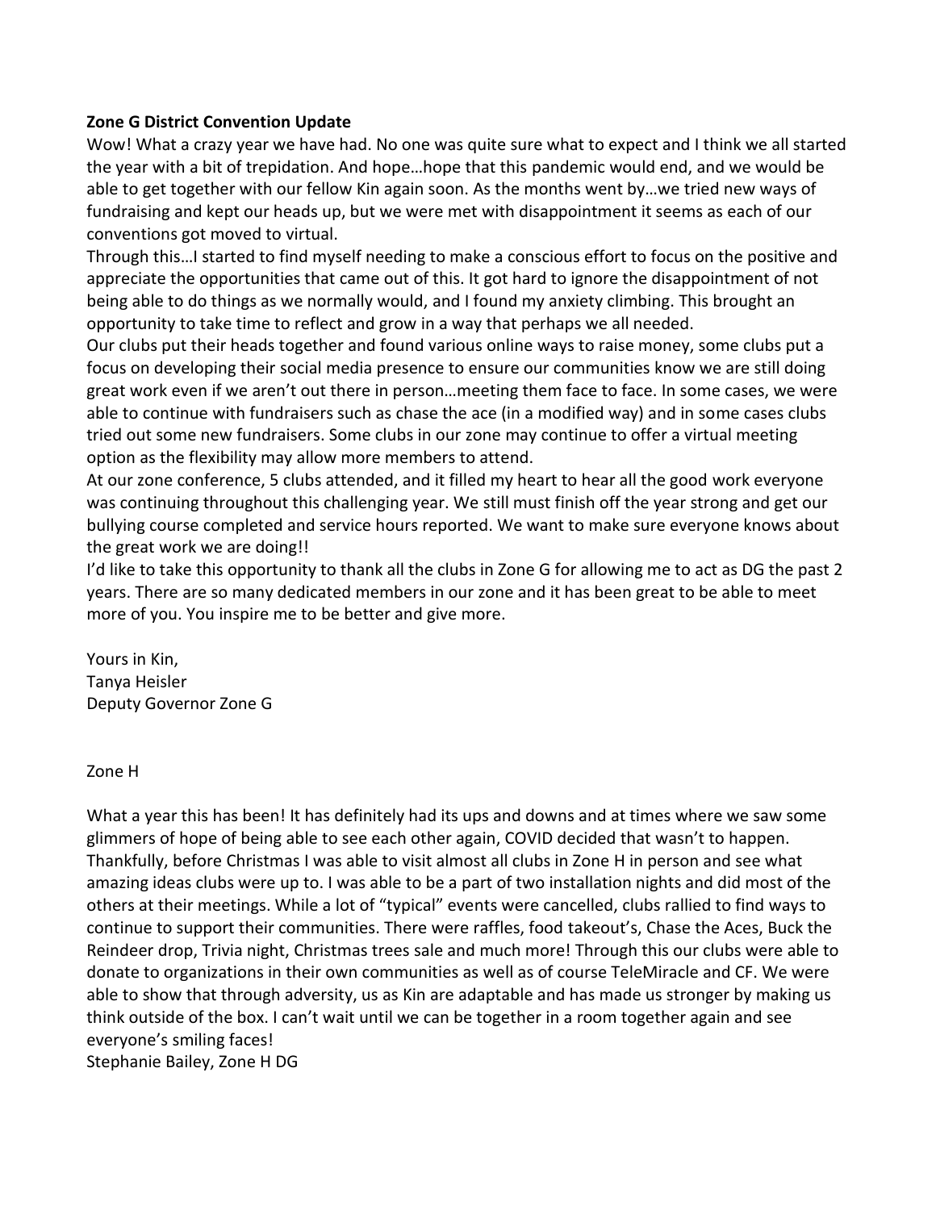**Zone G District Convention Update**

Wow! What a crazy year we have had. No one was quite sure what to expect and I think we all started the year with a bit of trepidation. And hope…hope that this pandemic would end, and we would be able to get together with our fellow Kin again soon. As the months went by…we tried new ways of fundraising and kept our heads up, but we were met with disappointment it seems as each of our conventions got moved to virtual.

Through this…I started to find myself needing to make a conscious effort to focus on the positive and appreciate the opportunities that came out of this. It got hard to ignore the disappointment of not being able to do things as we normally would, and I found my anxiety climbing. This brought an opportunity to take time to reflect and grow in a way that perhaps we all needed.

Our clubs put their heads together and found various online ways to raise money, some clubs put a focus on developing their social media presence to ensure our communities know we are still doing great work even if we aren't out there in person…meeting them face to face. In some cases, we were able to continue with fundraisers such as chase the ace (in a modified way) and in some cases clubs tried out some new fundraisers. Some clubs in our zone may continue to offer a virtual meeting option as the flexibility may allow more members to attend.

At our zone conference, 5 clubs attended, and it filled my heart to hear all the good work everyone was continuing throughout this challenging year. We still must finish off the year strong and get our bullying course completed and service hours reported. We want to make sure everyone knows about the great work we are doing!!

I'd like to take this opportunity to thank all the clubs in Zone G for allowing me to act as DG the past 2 years. There are so many dedicated members in our zone and it has been great to be able to meet more of you. You inspire me to be better and give more.

Yours in Kin,
Tanya Heisler
Deputy Governor Zone G

Zone H

What a year this has been! It has definitely had its ups and downs and at times where we saw some glimmers of hope of being able to see each other again, COVID decided that wasn't to happen. Thankfully, before Christmas I was able to visit almost all clubs in Zone H in person and see what amazing ideas clubs were up to. I was able to be a part of two installation nights and did most of the others at their meetings. While a lot of "typical" events were cancelled, clubs rallied to find ways to continue to support their communities. There were raffles, food takeout's, Chase the Aces, Buck the Reindeer drop, Trivia night, Christmas trees sale and much more! Through this our clubs were able to donate to organizations in their own communities as well as of course TeleMiracle and CF. We were able to show that through adversity, us as Kin are adaptable and has made us stronger by making us think outside of the box. I can't wait until we can be together in a room together again and see everyone's smiling faces!

Stephanie Bailey, Zone H DG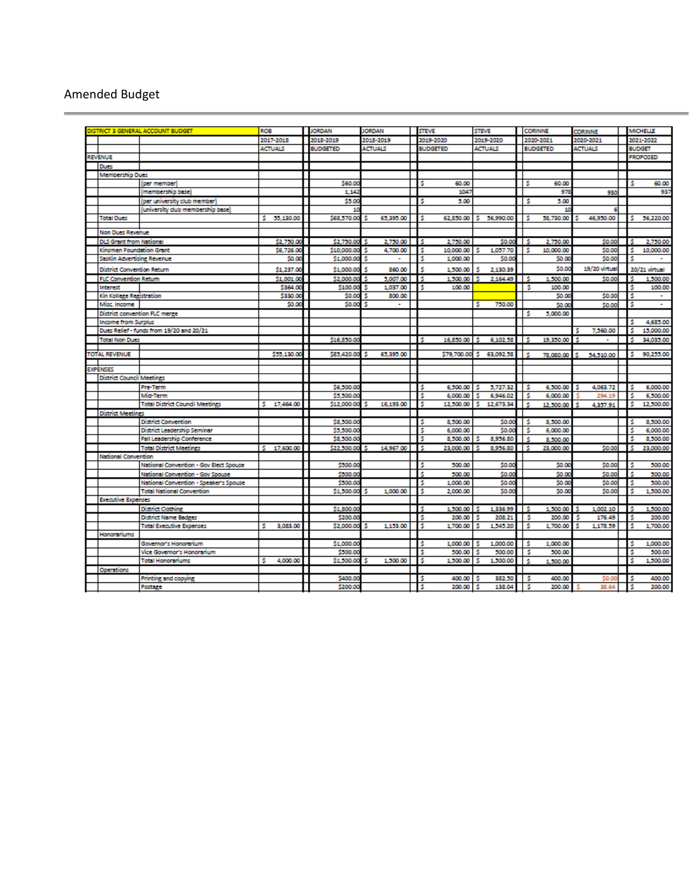## Amended Budget

| DISTRICT 3 GENERAL ACCOUNT BUDGET | | ROB | JORDAN | JORDAN | STEVE | STEVE | CORINNE | CORINNE | MICHELLE |
|---|---|---|---|---|---|---|---|---|---|
| | | 2017-2018 | 2018-2019 | 2018-2019 | 2019-2020 | 2019-2020 | 2020-2021 | 2020-2021 | 2021-2022 |
| | | ACTUALS | BUDGETED | ACTUALS | BUDGETED | ACTUALS | BUDGETED | ACTUALS | BUDGET PROPOSED |
| REVENUE | | | | | | | | | |
| Dues | | | | | | | | | |
| Membership Dues | | | | | | | | | |
| | (per member) | | $60.00 | | $ 60.00 | | $ 60.00 | | $ 60.00 |
| | (membership base) | | 1,142 | | 1047 | | 978 | 930 | 937 |
| | (per university club member) | | $5.00 | | $ 5.00 | | $ 5.00 | | |
| | (university club membership base) | | 10 | | | | 10 | 6 | |
| Total Dues | | $ 55,130.00 | $68,570.00 | $ 65,395.00 | $ 62,850.00 | $ 56,990.00 | $ 58,730.00 | $ 46,950.00 | $ 56,220.00 |
| Non Dues Revenue | | | | | | | | | |
| DLS Grant from National | | $2,750.00 | $2,750.00 | $ 2,750.00 | $ 2,750.00 | $0.00 | $ 2,750.00 | $0.00 | $ 2,750.00 |
| Kinsmen Foundation Grant | | $6,726.00 | $10,000.00 | $ 4,700.00 | $ 10,000.00 | $ 1,057.70 | $ 10,000.00 | $0.00 | $ 10,000.00 |
| SasKin Advertising Revenue | | $0.00 | $1,000.00 | $ - | $ 1,000.00 | $0.00 | $0.00 | $0.00 | $ - |
| District Convention Return | | $1,237.00 | $1,000.00 | $ 860.00 | $ 1,500.00 | $ 2,130.39 | $0.00 | 19/20 virtual | 20/21 virtual |
| FLC Convention Return | | $1,001.00 | $2,000.00 | $ 5,007.00 | $ 1,500.00 | $ 2,164.49 | $ 1,500.00 | $0.00 | $ 1,500.00 |
| Interest | | $364.00 | $100.00 | $ 1,037.00 | $ 100.00 | | $ 100.00 | | $ 100.00 |
| Kin Kollege Registration | | $330.00 | $0.00 | $ 800.00 | | | $0.00 | $0.00 | $ - |
| Misc. Income | | $0.00 | $0.00 | $ - | | $ 750.00 | $0.00 | $0.00 | $ - |
| District convention FLC merge | | | | | | | $ 5,000.00 | | |
| Income from Surplus | | | | | | | | | $ 4,685.00 |
| Dues Relief - funds from 19/20 and 20/21 | | | | | | | | $ 7,560.00 | $ 15,000.00 |
| Total Non Dues | | | $16,850.00 | | $ 16,850.00 | $ 6,102.58 | $ 19,350.00 | $ - | $ 34,035.00 |
| TOTAL REVENUE | | $55,130.00 | $85,420.00 | $ 65,395.00 | $79,700.00 | $ 63,092.58 | $ 78,080.00 | $ 54,510.00 | $ 90,255.00 |
| EXPENSES | | | | | | | | | |
| District Council Meetings | | | | | | | | | |
| | Pre-Term | | $6,500.00 | | $ 6,500.00 | $ 5,727.32 | $ 6,500.00 | $ 4,063.72 | $ 6,000.00 |
| | Mid-Term | | $5,500.00 | | $ 6,000.00 | $ 6,946.02 | $ 6,000.00 | $ 294.19 | $ 6,500.00 |
| | Total District Council Meetings | $ 17,464.00 | $12,000.00 | $ 16,193.00 | $ 12,500.00 | $ 12,673.34 | $ 12,500.00 | $ 4,357.91 | $ 12,500.00 |
| District Meetings | | | | | | | | | |
| | District Convention | | $8,500.00 | | $ 8,500.00 | $0.00 | $ 8,500.00 | | $ 8,500.00 |
| | District Leadership Seminar | | $5,500.00 | | $ 6,000.00 | $0.00 | $ 6,000.00 | | $ 6,000.00 |
| | Fall Leadership Conference | | $8,500.00 | | $ 8,500.00 | $ 8,956.80 | $ 8,500.00 | | $ 8,500.00 |
| | Total District Meetings | $ 17,600.00 | $22,500.00 | $ 14,967.00 | $ 23,000.00 | $ 8,956.80 | $ 23,000.00 | $0.00 | $ 23,000.00 |
| National Convention | | | | | | | | | |
| | National Convention - Gov Elect Spouse | | $500.00 | | $ 500.00 | $0.00 | $0.00 | $0.00 | $ 500.00 |
| | National Convention - Gov Spouse | | $500.00 | | $ 500.00 | $0.00 | $0.00 | $0.00 | $ 500.00 |
| | National Convention - Speaker's Spouse | | $500.00 | | $ 1,000.00 | $0.00 | $0.00 | $0.00 | $ 500.00 |
| | Total National Convention | | $1,500.00 | $ 1,000.00 | $ 2,000.00 | $0.00 | $0.00 | $0.00 | $ 1,500.00 |
| Executive Expenses | | | | | | | | | |
| | District Clothing | | $1,800.00 | | $ 1,500.00 | $ 1,336.99 | $ 1,500.00 | $ 1,002.10 | $ 1,500.00 |
| | District Name Badges | | $200.00 | | $ 200.00 | $ 208.21 | $ 200.00 | $ 176.49 | $ 200.00 |
| | Total Executive Expenses | $ 3,083.00 | $2,000.00 | $ 1,153.00 | $ 1,700.00 | $ 1,545.20 | $ 1,700.00 | $ 1,178.59 | $ 1,700.00 |
| Honorariums | | | | | | | | | |
| | Governor's Honorarium | | $1,000.00 | | $ 1,000.00 | $ 1,000.00 | $ 1,000.00 | | $ 1,000.00 |
| | Vice Governor's Honorarium | | $500.00 | | $ 500.00 | $ 500.00 | $ 500.00 | | $ 500.00 |
| | Total Honorariums | $ 4,000.00 | $1,500.00 | $ 1,500.00 | $ 1,500.00 | $ 1,500.00 | $ 1,500.00 | | $ 1,500.00 |
| Operations | | | | | | | | | |
| | Printing and copying | | $400.00 | | $ 400.00 | $ 382.50 | $ 400.00 | $0.00 | $ 400.00 |
| | Postage | | $200.00 | | $ 200.00 | $ 138.04 | $ 200.00 | $ 38.64 | $ 200.00 |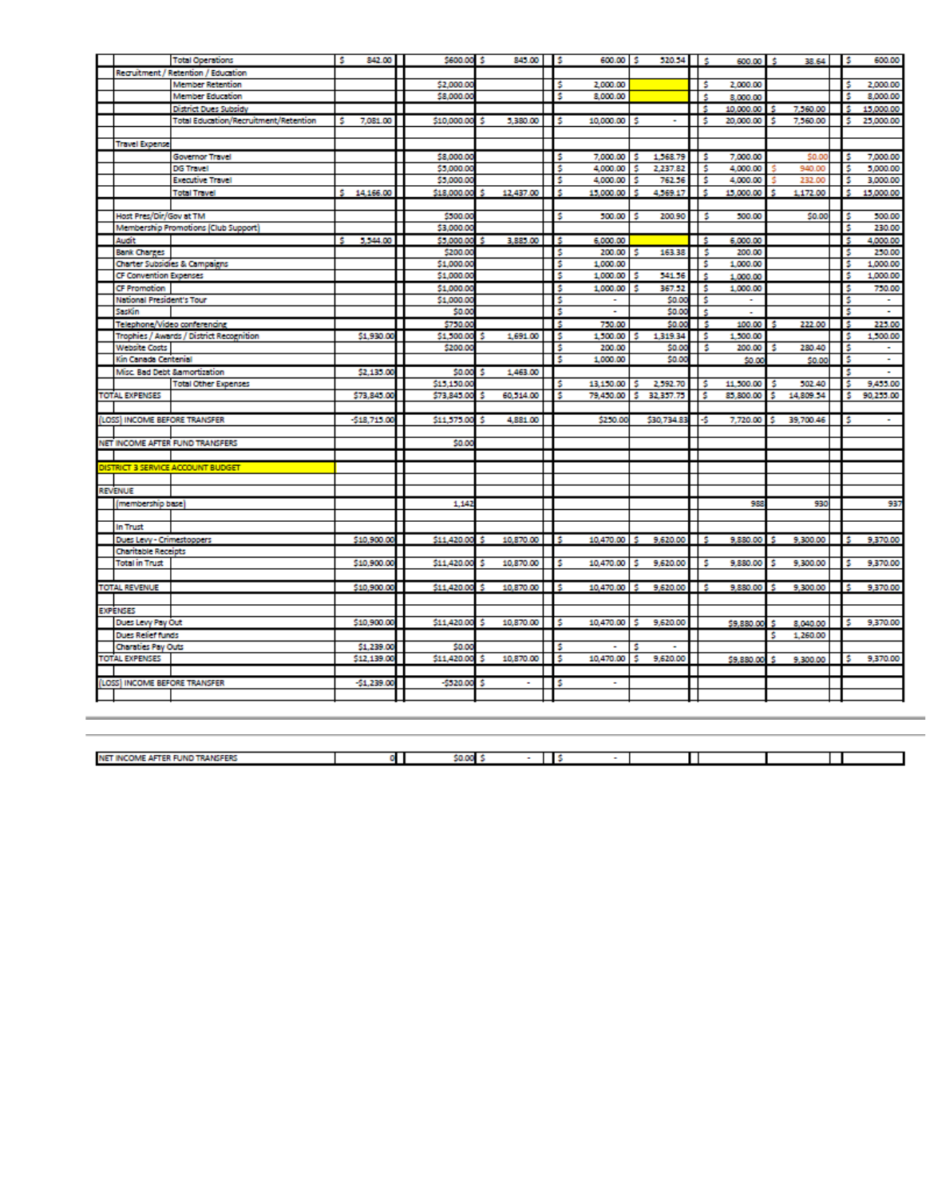| | | | | | | | | |
|---|---|---|---|---|---|---|---|---|
| Total Operations | $ 842.00 | $600.00 | $ 845.00 | $ 600.00 | $ 520.54 | $ 600.00 | $ 38.64 | $ 600.00 |
| Recruitment / Retention / Education | | | | | | | | |
| Member Retention | | $2,000.00 | | $ 2,000.00 | | $ 2,000.00 | | $ 2,000.00 |
| Member Education | | $8,000.00 | | $ 8,000.00 | | $ 8,000.00 | | $ 8,000.00 |
| District Dues Subsidy | | | | | | $ 10,000.00 | $ 7,560.00 | $ 15,000.00 |
| Total Education/Recruitment/Retention | $ 7,081.00 | $10,000.00 | $ 5,380.00 | $ 10,000.00 | $ - | $ 20,000.00 | $ 7,560.00 | $ 25,000.00 |
| | | | | | | | | |
| Travel Expense | | | | | | | | |
| Governor Travel | | $8,000.00 | | $ 7,000.00 | $ 1,568.79 | $ 7,000.00 | $0.00 | $ 7,000.00 |
| DG Travel | | $5,000.00 | | $ 4,000.00 | $ 2,237.82 | $ 4,000.00 | $ 940.00 | $ 5,000.00 |
| Executive Travel | | $5,000.00 | | $ 4,000.00 | $ 762.56 | $ 4,000.00 | $ 232.00 | $ 3,000.00 |
| Total Travel | $ 14,166.00 | $18,000.00 | $ 12,437.00 | $ 15,000.00 | $ 4,569.17 | $ 15,000.00 | $ 1,172.00 | $ 15,000.00 |
| | | | | | | | | |
| Host Pres/Dir/Gov at TM | | $500.00 | | $ 500.00 | $ 200.90 | $ 500.00 | $0.00 | $ 500.00 |
| Membership Promotions (Club Support) | | $3,000.00 | | | | | | $ 230.00 |
| Audit | $ 5,544.00 | $5,000.00 | $ 3,885.00 | $ 6,000.00 | | $ 6,000.00 | | $ 4,000.00 |
| Bank Charges | | $200.00 | | $ 200.00 | $ 163.38 | $ 200.00 | | $ 250.00 |
| Charter Subsidies & Campaigns | | $1,000.00 | | $ 1,000.00 | | $ 1,000.00 | | $ 1,000.00 |
| CF Convention Expenses | | $1,000.00 | | $ 1,000.00 | $ 541.56 | $ 1,000.00 | | $ 1,000.00 |
| CF Promotion | | $1,000.00 | | $ 1,000.00 | $ 367.52 | $ 1,000.00 | | $ 750.00 |
| National President's Tour | | $1,000.00 | | $ - | $0.00 | $ - | | $ - |
| Saskin | | $0.00 | | $ - | $0.00 | $ - | | $ - |
| Telephone/Video conferencing | | $750.00 | | $ 750.00 | $0.00 | $ 100.00 | $ 222.00 | $ 225.00 |
| Trophies / Awards / District Recognition | $1,930.00 | $1,500.00 | $ 1,691.00 | $ 1,500.00 | $ 1,319.34 | $ 1,500.00 | | $ 1,500.00 |
| Website Costs | | $200.00 | | $ 200.00 | $0.00 | $ 200.00 | $ 280.40 | $ - |
| Kin Canada Centenial | | | | $ 1,000.00 | $0.00 | $0.00 | $0.00 | $ - |
| Misc. Bad Debt &amortization | $2,135.00 | $0.00 | $ 1,463.00 | | | | | $ - |
| Total Other Expenses | | $15,150.00 | | $ 13,150.00 | $ 2,592.70 | $ 11,500.00 | $ 502.40 | $ 9,455.00 |
| TOTAL EXPENSES | $73,845.00 | $73,845.00 | $ 60,514.00 | $ 79,450.00 | $ 32,357.75 | $ 85,800.00 | $ 14,809.54 | $ 90,255.00 |
| | | | | | | | | |
| (LOSS) INCOME BEFORE TRANSFER | -$18,715.00 | $11,575.00 | $ 4,881.00 | $250.00 | $30,734.83 | -$ 7,720.00 | $ 39,700.46 | $ - |
| | | | | | | | | |
| NET INCOME AFTER FUND TRANSFERS | | $0.00 | | | | | | |
| | | | | | | | | |
| DISTRICT 3 SERVICE ACCOUNT BUDGET | | | | | | | | |
| | | | | | | | | |
| REVENUE | | | | | | | | |
| (membership base) | | 1,142 | | | | 988 | 930 | 937 |
| | | | | | | | | |
| In Trust | | | | | | | | |
| Dues Levy - Crimestoppers | $10,900.00 | $11,420.00 | $ 10,870.00 | $ 10,470.00 | $ 9,620.00 | $ 9,880.00 | $ 9,300.00 | $ 9,370.00 |
| Charitable Receipts | | | | | | | | |
| Total in Trust | $10,900.00 | $11,420.00 | $ 10,870.00 | $ 10,470.00 | $ 9,620.00 | $ 9,880.00 | $ 9,300.00 | $ 9,370.00 |
| | | | | | | | | |
| TOTAL REVENUE | $10,900.00 | $11,420.00 | $ 10,870.00 | $ 10,470.00 | $ 9,620.00 | $ 9,880.00 | $ 9,300.00 | $ 9,370.00 |
| | | | | | | | | |
| EXPENSES | | | | | | | | |
| Dues Levy Pay Out | $10,900.00 | $11,420.00 | $ 10,870.00 | $ 10,470.00 | $ 9,620.00 | $9,880.00 | $ 8,040.00 | $ 9,370.00 |
| Dues Relief funds | | | | | | | $ 1,260.00 | |
| Charities Pay Outs | $1,239.00 | $0.00 | | $ - | $ - | | | |
| TOTAL EXPENSES | $12,139.00 | $11,420.00 | $ 10,870.00 | $ 10,470.00 | $ 9,620.00 | $9,880.00 | $ 9,300.00 | $ 9,370.00 |
| | | | | | | | | |
| (LOSS) INCOME BEFORE TRANSFER | -$1,239.00 | -$520.00 | $ - | $ - | | | | |
| | | | | | | | | |
| NET INCOME AFTER FUND TRANSFERS | 0 | $0.00 | $ - | $ - | | | | |